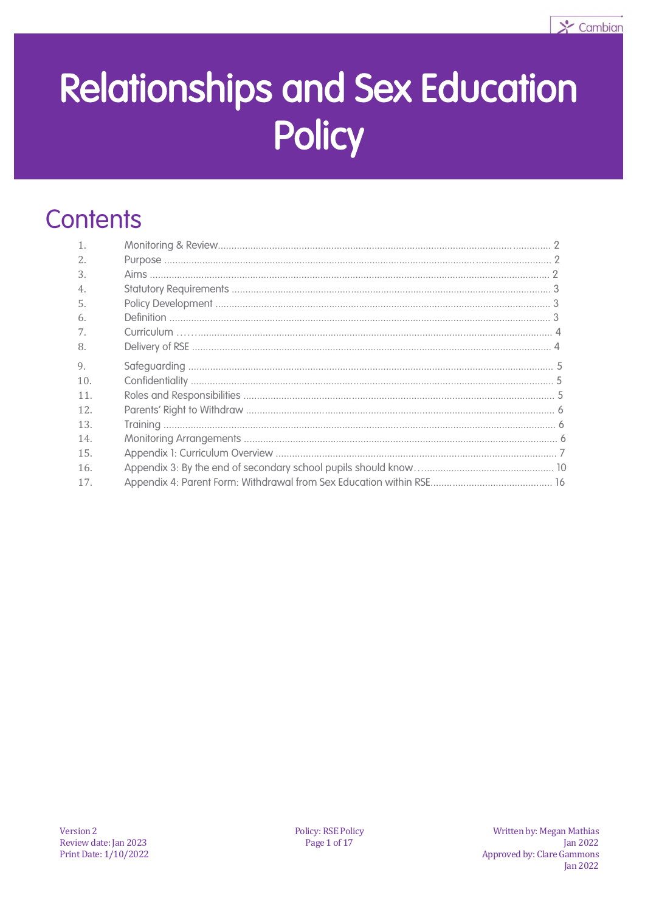# Relationships and Sex Education Policy

## Contents

| | | |
|---|---|---|
| 1. | Monitoring & Review | 2 |
| 2. | Purpose | 2 |
| 3. | Aims | 2 |
| 4. | Statutory Requirements | 3 |
| 5. | Policy Development | 3 |
| 6. | Definition | 3 |
| 7. | Curriculum | 4 |
| 8. | Delivery of RSE | 4 |
| 9. | Safeguarding | 5 |
| 10. | Confidentiality | 5 |
| 11. | Roles and Responsibilities | 5 |
| 12. | Parents' Right to Withdraw | 6 |
| 13. | Training | 6 |
| 14. | Monitoring Arrangements | 6 |
| 15. | Appendix 1: Curriculum Overview | 7 |
| 16. | Appendix 3: By the end of secondary school pupils should know | 10 |
| 17. | Appendix 4: Parent Form: Withdrawal from Sex Education within RSE | 16 |

Version 2
Review date: Jan 2023
Print Date: 1/10/2022

Policy: RSE Policy

Written by: Megan Mathias
Jan 2022
Approved by: Clare Gammons
Jan 2022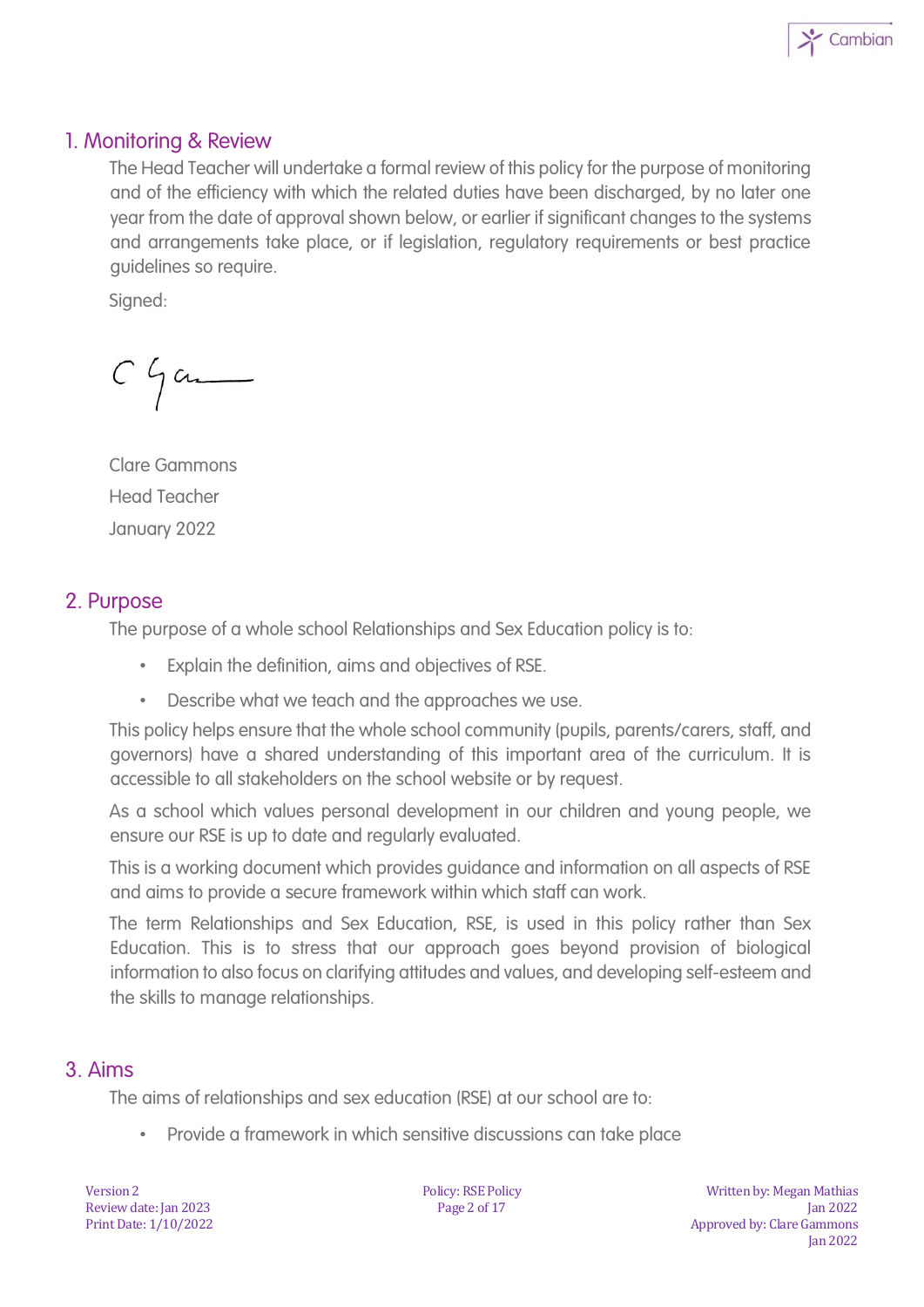## 1. Monitoring & Review

The Head Teacher will undertake a formal review of this policy for the purpose of monitoring and of the efficiency with which the related duties have been discharged, by no later one year from the date of approval shown below, or earlier if significant changes to the systems and arrangements take place, or if legislation, regulatory requirements or best practice guidelines so require.

Signed:

Clare Gammons

Head Teacher

January 2022

## 2. Purpose

The purpose of a whole school Relationships and Sex Education policy is to:

- Explain the definition, aims and objectives of RSE.
- Describe what we teach and the approaches we use.

This policy helps ensure that the whole school community (pupils, parents/carers, staff, and governors) have a shared understanding of this important area of the curriculum. It is accessible to all stakeholders on the school website or by request.

As a school which values personal development in our children and young people, we ensure our RSE is up to date and regularly evaluated.

This is a working document which provides guidance and information on all aspects of RSE and aims to provide a secure framework within which staff can work.

The term Relationships and Sex Education, RSE, is used in this policy rather than Sex Education. This is to stress that our approach goes beyond provision of biological information to also focus on clarifying attitudes and values, and developing self-esteem and the skills to manage relationships.

## 3. Aims

The aims of relationships and sex education (RSE) at our school are to:

- Provide a framework in which sensitive discussions can take place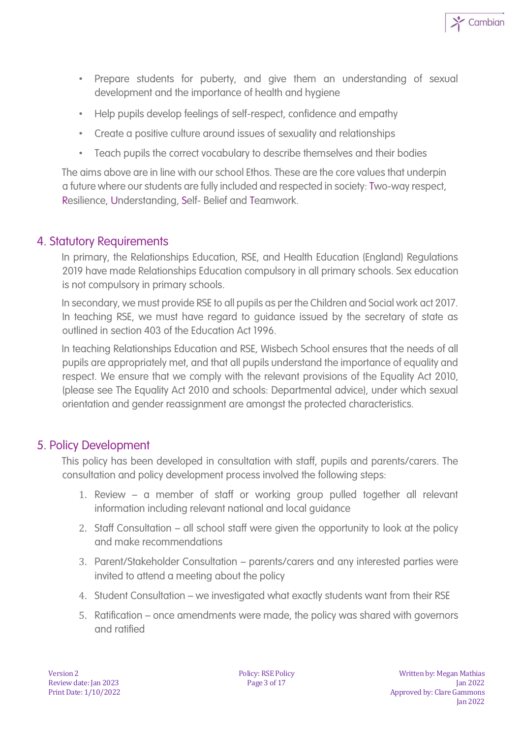- Prepare students for puberty, and give them an understanding of sexual development and the importance of health and hygiene
- Help pupils develop feelings of self-respect, confidence and empathy
- Create a positive culture around issues of sexuality and relationships
- Teach pupils the correct vocabulary to describe themselves and their bodies

The aims above are in line with our school Ethos. These are the core values that underpin a future where our students are fully included and respected in society: Two-way respect, Resilience, Understanding, Self- Belief and Teamwork.

## 4. Statutory Requirements

In primary, the Relationships Education, RSE, and Health Education (England) Regulations 2019 have made Relationships Education compulsory in all primary schools. Sex education is not compulsory in primary schools.

In secondary, we must provide RSE to all pupils as per the Children and Social work act 2017. In teaching RSE, we must have regard to guidance issued by the secretary of state as outlined in section 403 of the Education Act 1996.

In teaching Relationships Education and RSE, Wisbech School ensures that the needs of all pupils are appropriately met, and that all pupils understand the importance of equality and respect. We ensure that we comply with the relevant provisions of the Equality Act 2010, (please see The Equality Act 2010 and schools: Departmental advice), under which sexual orientation and gender reassignment are amongst the protected characteristics.

## 5. Policy Development

This policy has been developed in consultation with staff, pupils and parents/carers. The consultation and policy development process involved the following steps:

1. Review – a member of staff or working group pulled together all relevant information including relevant national and local guidance
2. Staff Consultation – all school staff were given the opportunity to look at the policy and make recommendations
3. Parent/Stakeholder Consultation – parents/carers and any interested parties were invited to attend a meeting about the policy
4. Student Consultation – we investigated what exactly students want from their RSE
5. Ratification – once amendments were made, the policy was shared with governors and ratified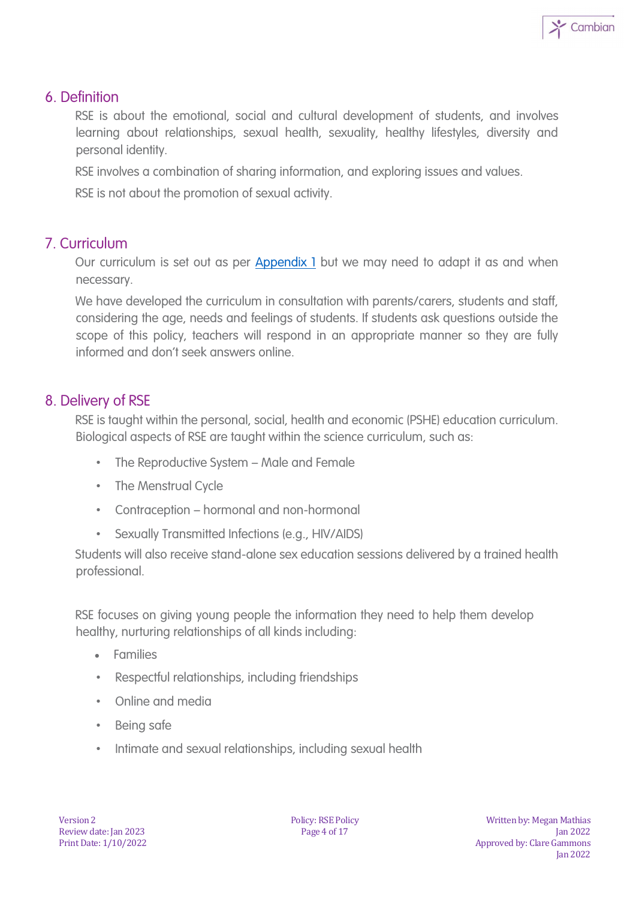## 6. Definition

RSE is about the emotional, social and cultural development of students, and involves learning about relationships, sexual health, sexuality, healthy lifestyles, diversity and personal identity.

RSE involves a combination of sharing information, and exploring issues and values.

RSE is not about the promotion of sexual activity.

## 7. Curriculum

Our curriculum is set out as per [Appendix 1](#) but we may need to adapt it as and when necessary.

We have developed the curriculum in consultation with parents/carers, students and staff, considering the age, needs and feelings of students. If students ask questions outside the scope of this policy, teachers will respond in an appropriate manner so they are fully informed and don't seek answers online.

## 8. Delivery of RSE

RSE is taught within the personal, social, health and economic (PSHE) education curriculum. Biological aspects of RSE are taught within the science curriculum, such as:

- The Reproductive System – Male and Female
- The Menstrual Cycle
- Contraception – hormonal and non-hormonal
- Sexually Transmitted Infections (e.g., HIV/AIDS)

Students will also receive stand-alone sex education sessions delivered by a trained health professional.

RSE focuses on giving young people the information they need to help them develop healthy, nurturing relationships of all kinds including:

- Families
- Respectful relationships, including friendships
- Online and media
- Being safe
- Intimate and sexual relationships, including sexual health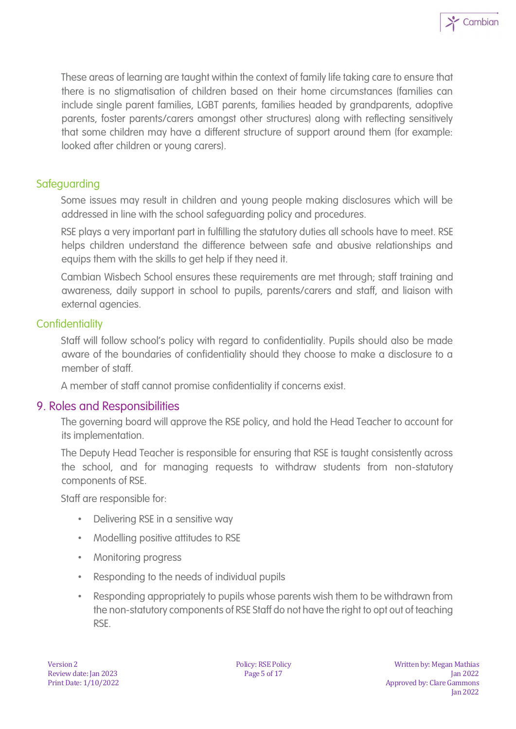These areas of learning are taught within the context of family life taking care to ensure that there is no stigmatisation of children based on their home circumstances (families can include single parent families, LGBT parents, families headed by grandparents, adoptive parents, foster parents/carers amongst other structures) along with reflecting sensitively that some children may have a different structure of support around them (for example: looked after children or young carers).

### Safeguarding

Some issues may result in children and young people making disclosures which will be addressed in line with the school safeguarding policy and procedures.

RSE plays a very important part in fulfilling the statutory duties all schools have to meet. RSE helps children understand the difference between safe and abusive relationships and equips them with the skills to get help if they need it.

Cambian Wisbech School ensures these requirements are met through; staff training and awareness, daily support in school to pupils, parents/carers and staff, and liaison with external agencies.

### Confidentiality

Staff will follow school's policy with regard to confidentiality. Pupils should also be made aware of the boundaries of confidentiality should they choose to make a disclosure to a member of staff.

A member of staff cannot promise confidentiality if concerns exist.

## 9. Roles and Responsibilities

The governing board will approve the RSE policy, and hold the Head Teacher to account for its implementation.

The Deputy Head Teacher is responsible for ensuring that RSE is taught consistently across the school, and for managing requests to withdraw students from non-statutory components of RSE.

Staff are responsible for:

- Delivering RSE in a sensitive way
- Modelling positive attitudes to RSE
- Monitoring progress
- Responding to the needs of individual pupils
- Responding appropriately to pupils whose parents wish them to be withdrawn from the non-statutory components of RSE Staff do not have the right to opt out of teaching RSE.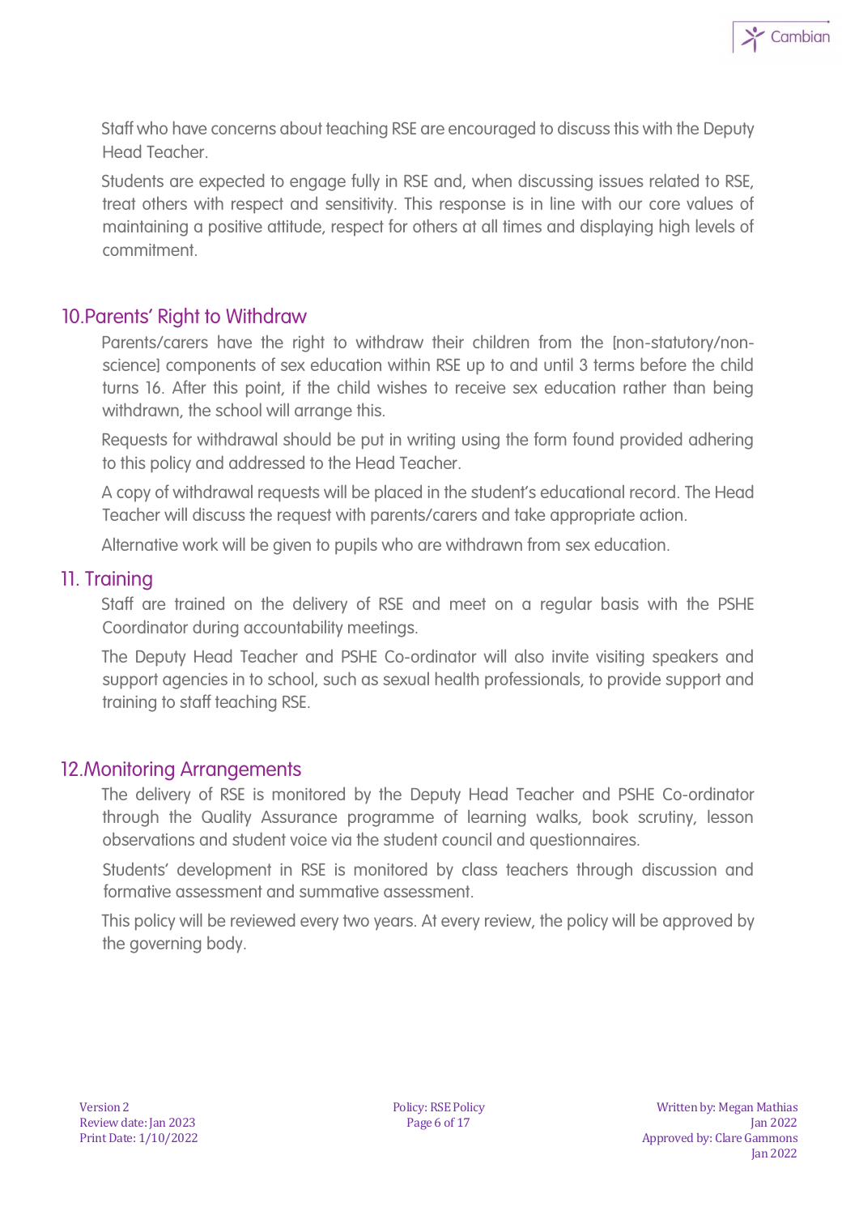Staff who have concerns about teaching RSE are encouraged to discuss this with the Deputy Head Teacher.

Students are expected to engage fully in RSE and, when discussing issues related to RSE, treat others with respect and sensitivity. This response is in line with our core values of maintaining a positive attitude, respect for others at all times and displaying high levels of commitment.

## 10.Parents' Right to Withdraw

Parents/carers have the right to withdraw their children from the [non-statutory/non-science] components of sex education within RSE up to and until 3 terms before the child turns 16. After this point, if the child wishes to receive sex education rather than being withdrawn, the school will arrange this.

Requests for withdrawal should be put in writing using the form found provided adhering to this policy and addressed to the Head Teacher.

A copy of withdrawal requests will be placed in the student's educational record. The Head Teacher will discuss the request with parents/carers and take appropriate action.

Alternative work will be given to pupils who are withdrawn from sex education.

## 11. Training

Staff are trained on the delivery of RSE and meet on a regular basis with the PSHE Coordinator during accountability meetings.

The Deputy Head Teacher and PSHE Co-ordinator will also invite visiting speakers and support agencies in to school, such as sexual health professionals, to provide support and training to staff teaching RSE.

## 12.Monitoring Arrangements

The delivery of RSE is monitored by the Deputy Head Teacher and PSHE Co-ordinator through the Quality Assurance programme of learning walks, book scrutiny, lesson observations and student voice via the student council and questionnaires.

Students' development in RSE is monitored by class teachers through discussion and formative assessment and summative assessment.

This policy will be reviewed every two years. At every review, the policy will be approved by the governing body.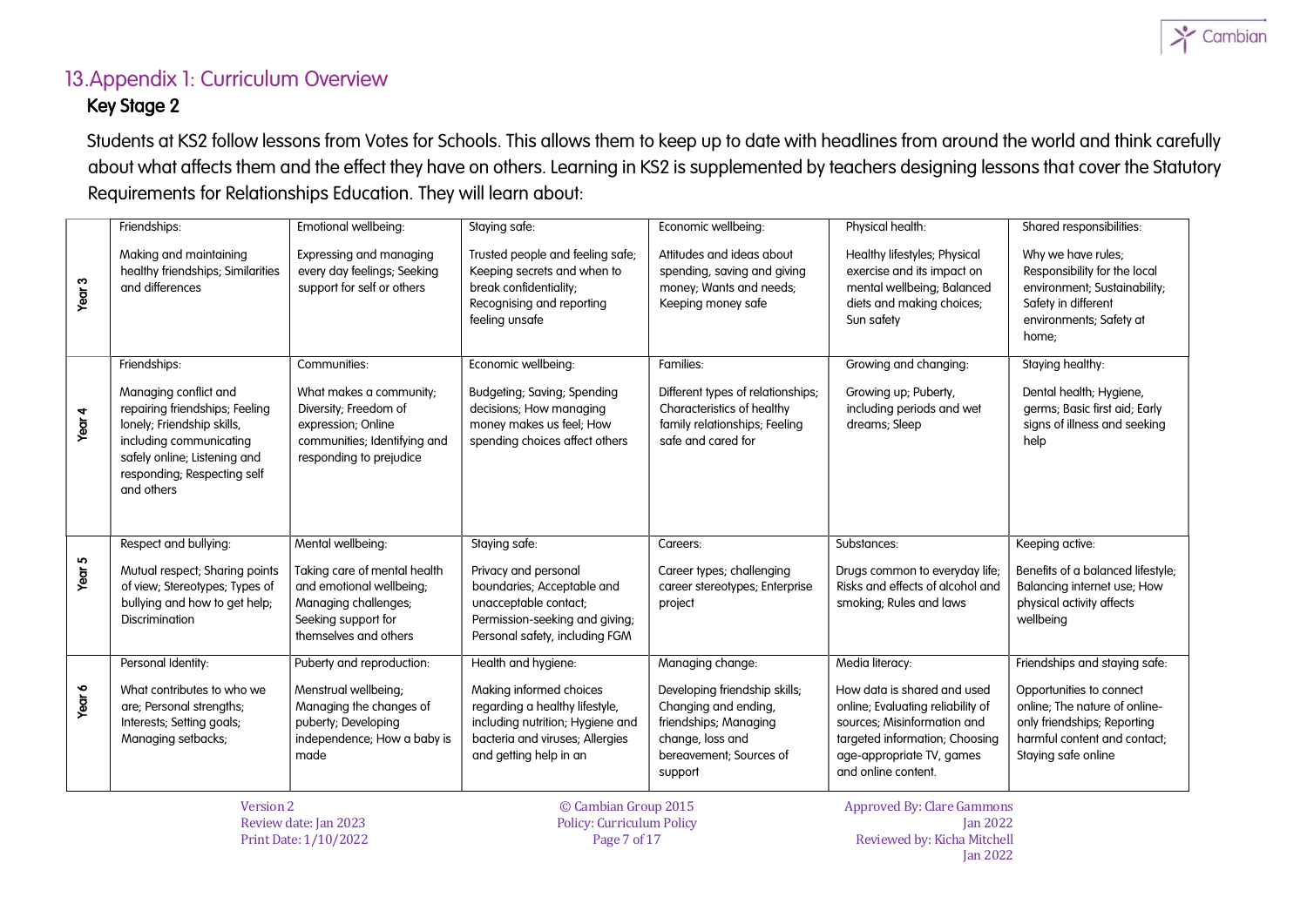## 13. Appendix 1: Curriculum Overview

### Key Stage 2

Students at KS2 follow lessons from Votes for Schools. This allows them to keep up to date with headlines from around the world and think carefully about what affects them and the effect they have on others. Learning in KS2 is supplemented by teachers designing lessons that cover the Statutory Requirements for Relationships Education. They will learn about:

| | | | | | | |
|---|---|---|---|---|---|---|
| Year 3 | Friendships:<br><br>Making and maintaining healthy friendships; Similarities and differences | Emotional wellbeing:<br><br>Expressing and managing every day feelings; Seeking support for self or others | Staying safe:<br><br>Trusted people and feeling safe; Keeping secrets and when to break confidentiality; Recognising and reporting feeling unsafe | Economic wellbeing:<br><br>Attitudes and ideas about spending, saving and giving money; Wants and needs; Keeping money safe | Physical health:<br><br>Healthy lifestyles; Physical exercise and its impact on mental wellbeing; Balanced diets and making choices; Sun safety | Shared responsibilities:<br><br>Why we have rules; Responsibility for the local environment; Sustainability; Safety in different environments; Safety at home; |
| Year 4 | Friendships:<br><br>Managing conflict and repairing friendships; Feeling lonely; Friendship skills, including communicating safely online; Listening and responding; Respecting self and others | Communities:<br><br>What makes a community; Diversity; Freedom of expression; Online communities; Identifying and responding to prejudice | Economic wellbeing:<br><br>Budgeting; Saving; Spending decisions; How managing money makes us feel; How spending choices affect others | Families:<br><br>Different types of relationships; Characteristics of healthy family relationships; Feeling safe and cared for | Growing and changing:<br><br>Growing up; Puberty, including periods and wet dreams; Sleep | Staying healthy:<br><br>Dental health; Hygiene, germs; Basic first aid; Early signs of illness and seeking help |
| Year 5 | Respect and bullying:<br><br>Mutual respect; Sharing points of view; Stereotypes; Types of bullying and how to get help; Discrimination | Mental wellbeing:<br><br>Taking care of mental health and emotional wellbeing; Managing challenges; Seeking support for themselves and others | Staying safe:<br><br>Privacy and personal boundaries; Acceptable and unacceptable contact; Permission-seeking and giving; Personal safety, including FGM | Careers:<br><br>Career types; challenging career stereotypes; Enterprise project | Substances:<br><br>Drugs common to everyday life; Risks and effects of alcohol and smoking; Rules and laws | Keeping active:<br><br>Benefits of a balanced lifestyle; Balancing internet use; How physical activity affects wellbeing |
| Year 6 | Personal Identity:<br><br>What contributes to who we are; Personal strengths; Interests; Setting goals; Managing setbacks; | Puberty and reproduction:<br><br>Menstrual wellbeing; Managing the changes of puberty; Developing independence; How a baby is made | Health and hygiene:<br><br>Making informed choices regarding a healthy lifestyle, including nutrition; Hygiene and bacteria and viruses; Allergies and getting help in an | Managing change:<br><br>Developing friendship skills; Changing and ending, friendships; Managing change, loss and bereavement; Sources of support | Media literacy:<br><br>How data is shared and used online; Evaluating reliability of sources; Misinformation and targeted information; Choosing age-appropriate TV, games and online content. | Friendships and staying safe:<br><br>Opportunities to connect online; The nature of online-only friendships; Reporting harmful content and contact; Staying safe online |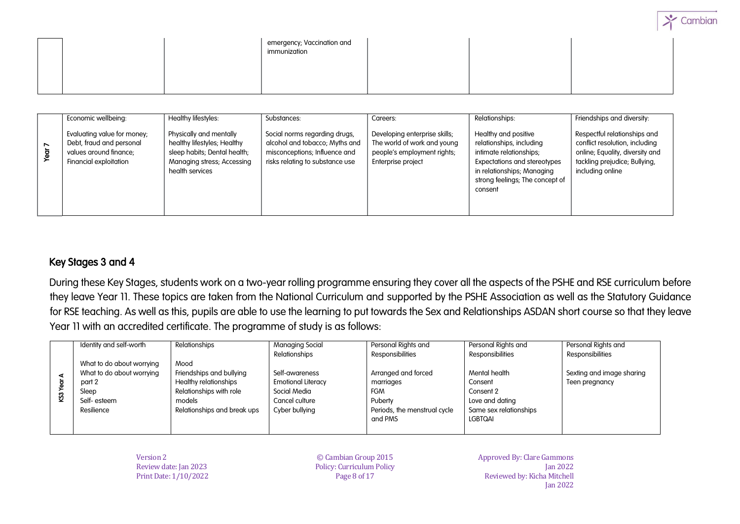| | | | emergency; Vaccination and immunization | | | |
|---|---|---|---|---|---|---|

| | | | | | | |
|---|---|---|---|---|---|---|
| Year 7 | Economic wellbeing:<br><br>Evaluating value for money; Debt, fraud and personal values around finance; Financial exploitation | Healthy lifestyles:<br><br>Physically and mentally healthy lifestyles; Healthy sleep habits; Dental health; Managing stress; Accessing health services | Substances:<br><br>Social norms regarding drugs, alcohol and tobacco; Myths and misconceptions; Influence and risks relating to substance use | Careers:<br><br>Developing enterprise skills; The world of work and young people's employment rights; Enterprise project | Relationships:<br><br>Healthy and positive relationships, including intimate relationships; Expectations and stereotypes in relationships; Managing strong feelings; The concept of consent | Friendships and diversity:<br><br>Respectful relationships and conflict resolution, including online; Equality, diversity and tackling prejudice; Bullying, including online |

## Key Stages 3 and 4

During these Key Stages, students work on a two-year rolling programme ensuring they cover all the aspects of the PSHE and RSE curriculum before they leave Year 11. These topics are taken from the National Curriculum and supported by the PSHE Association as well as the Statutory Guidance for RSE teaching. As well as this, pupils are able to use the learning to put towards the Sex and Relationships ASDAN short course so that they leave Year 11 with an accredited certificate. The programme of study is as follows:

| | | | | | | |
|---|---|---|---|---|---|---|
| KS3 Year A | Identity and self-worth<br><br>What to do about worrying<br>What to do about worrying part 2<br>Sleep<br>Self- esteem<br>Resilience | Relationships<br><br>Mood<br>Friendships and bullying<br>Healthy relationships<br>Relationships with role models<br>Relationships and break ups | Managing Social Relationships<br><br>Self-awareness<br>Emotional Literacy<br>Social Media<br>Cancel culture<br>Cyber bullying | Personal Rights and Responsibilities<br><br>Arranged and forced marriages<br>FGM<br>Puberty<br>Periods, the menstrual cycle and PMS | Personal Rights and Responsibilities<br><br>Mental health<br>Consent<br>Consent 2<br>Love and dating<br>Same sex relationships<br>LGBTQAI | Personal Rights and Responsibilities<br><br>Sexting and image sharing<br>Teen pregnancy |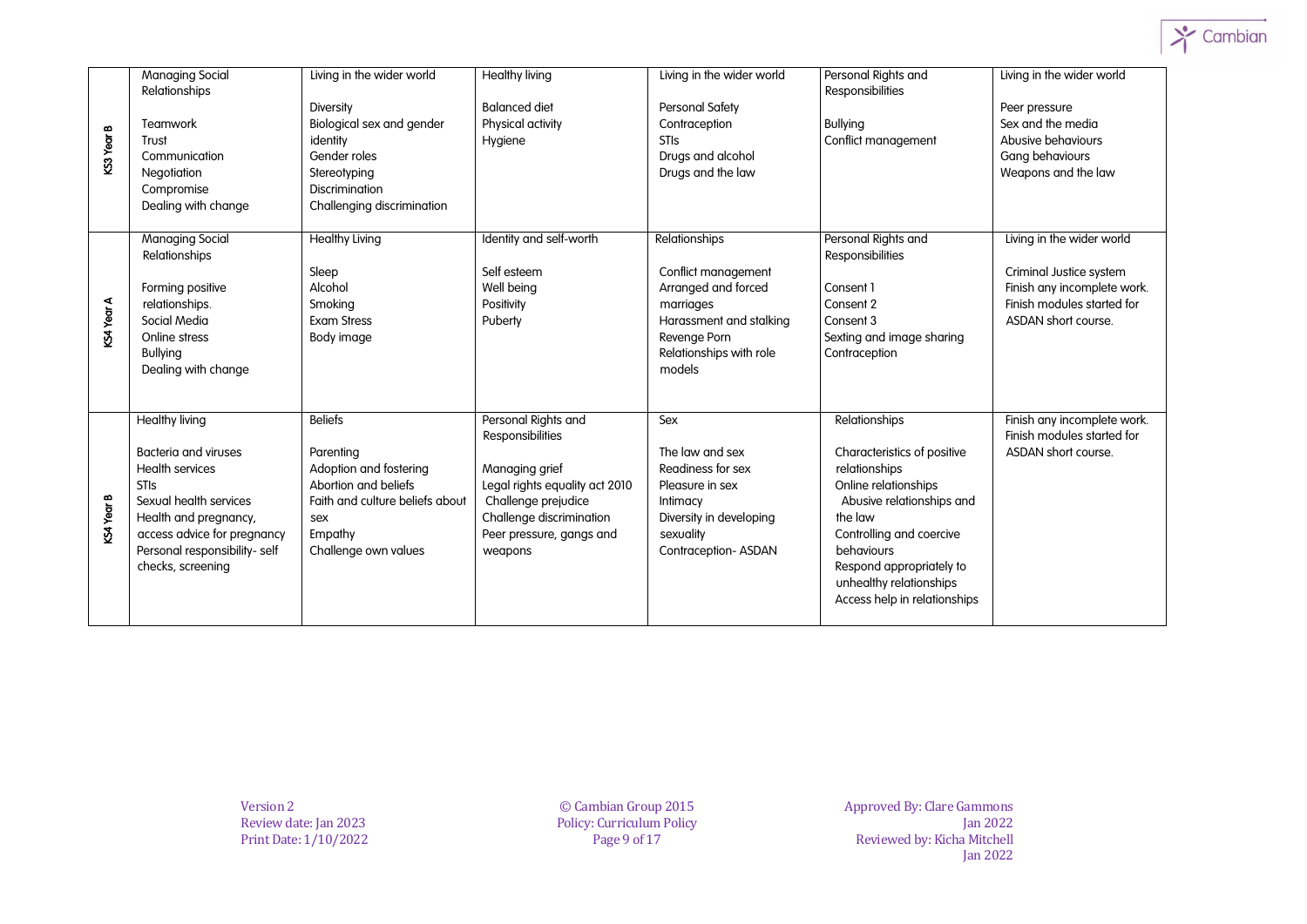| | | | | | | |
|---|---|---|---|---|---|---|
| KS3 Year B | Managing Social Relationships<br><br>Teamwork<br>Trust<br>Communication<br>Negotiation<br>Compromise<br>Dealing with change | Living in the wider world<br><br>Diversity<br>Biological sex and gender identity<br>Gender roles<br>Stereotyping<br>Discrimination<br>Challenging discrimination | Healthy living<br><br>Balanced diet<br>Physical activity<br>Hygiene | Living in the wider world<br><br>Personal Safety<br>Contraception<br>STIs<br>Drugs and alcohol<br>Drugs and the law | Personal Rights and Responsibilities<br><br>Bullying<br>Conflict management | Living in the wider world<br><br>Peer pressure<br>Sex and the media<br>Abusive behaviours<br>Gang behaviours<br>Weapons and the law |
| KS4 Year A | Managing Social Relationships<br><br>Forming positive relationships.<br>Social Media<br>Online stress<br>Bullying<br>Dealing with change | Healthy Living<br><br>Sleep<br>Alcohol<br>Smoking<br>Exam Stress<br>Body image | Identity and self-worth<br><br>Self esteem<br>Well being<br>Positivity<br>Puberty | Relationships<br><br>Conflict management<br>Arranged and forced marriages<br>Harassment and stalking<br>Revenge Porn<br>Relationships with role models | Personal Rights and Responsibilities<br><br>Consent 1<br>Consent 2<br>Consent 3<br>Sexting and image sharing<br>Contraception | Living in the wider world<br><br>Criminal Justice system<br>Finish any incomplete work.<br>Finish modules started for ASDAN short course. |
| KS4 Year B | Healthy living<br><br>Bacteria and viruses<br>Health services<br>STIs<br>Sexual health services<br>Health and pregnancy, access advice for pregnancy<br>Personal responsibility- self checks, screening | Beliefs<br><br>Parenting<br>Adoption and fostering<br>Abortion and beliefs<br>Faith and culture beliefs about sex<br>Empathy<br>Challenge own values | Personal Rights and Responsibilities<br><br>Managing grief<br>Legal rights equality act 2010<br>Challenge prejudice<br>Challenge discrimination<br>Peer pressure, gangs and weapons | Sex<br><br>The law and sex<br>Readiness for sex<br>Pleasure in sex<br>Intimacy<br>Diversity in developing sexuality<br>Contraception- ASDAN | Relationships<br><br>Characteristics of positive relationships<br>Online relationships<br>Abusive relationships and the law<br>Controlling and coercive behaviours<br>Respond appropriately to unhealthy relationships<br>Access help in relationships | Finish any incomplete work.<br>Finish modules started for ASDAN short course. |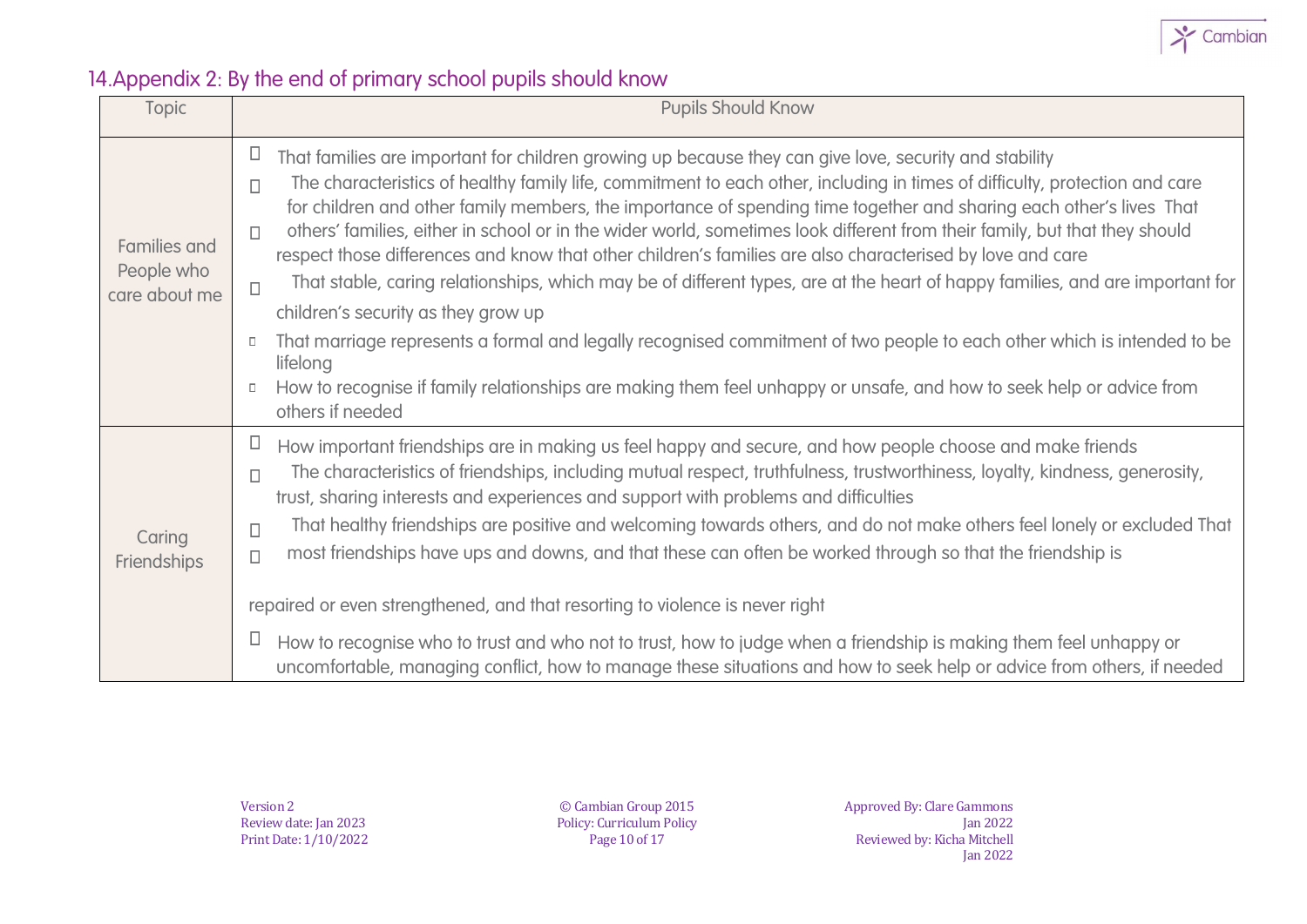## 14. Appendix 2: By the end of primary school pupils should know

| Topic | Pupils Should Know |
| --- | --- |
| Families and People who care about me | • That families are important for children growing up because they can give love, security and stability<br>• The characteristics of healthy family life, commitment to each other, including in times of difficulty, protection and care for children and other family members, the importance of spending time together and sharing each other's lives<br>• That others' families, either in school or in the wider world, sometimes look different from their family, but that they should respect those differences and know that other children's families are also characterised by love and care<br>• That stable, caring relationships, which may be of different types, are at the heart of happy families, and are important for children's security as they grow up<br>• That marriage represents a formal and legally recognised commitment of two people to each other which is intended to be lifelong<br>• How to recognise if family relationships are making them feel unhappy or unsafe, and how to seek help or advice from others if needed |
| Caring Friendships | • How important friendships are in making us feel happy and secure, and how people choose and make friends<br>• The characteristics of friendships, including mutual respect, truthfulness, trustworthiness, loyalty, kindness, generosity, trust, sharing interests and experiences and support with problems and difficulties<br>• That healthy friendships are positive and welcoming towards others, and do not make others feel lonely or excluded<br>• That most friendships have ups and downs, and that these can often be worked through so that the friendship is repaired or even strengthened, and that resorting to violence is never right<br>• How to recognise who to trust and who not to trust, how to judge when a friendship is making them feel unhappy or uncomfortable, managing conflict, how to manage these situations and how to seek help or advice from others, if needed |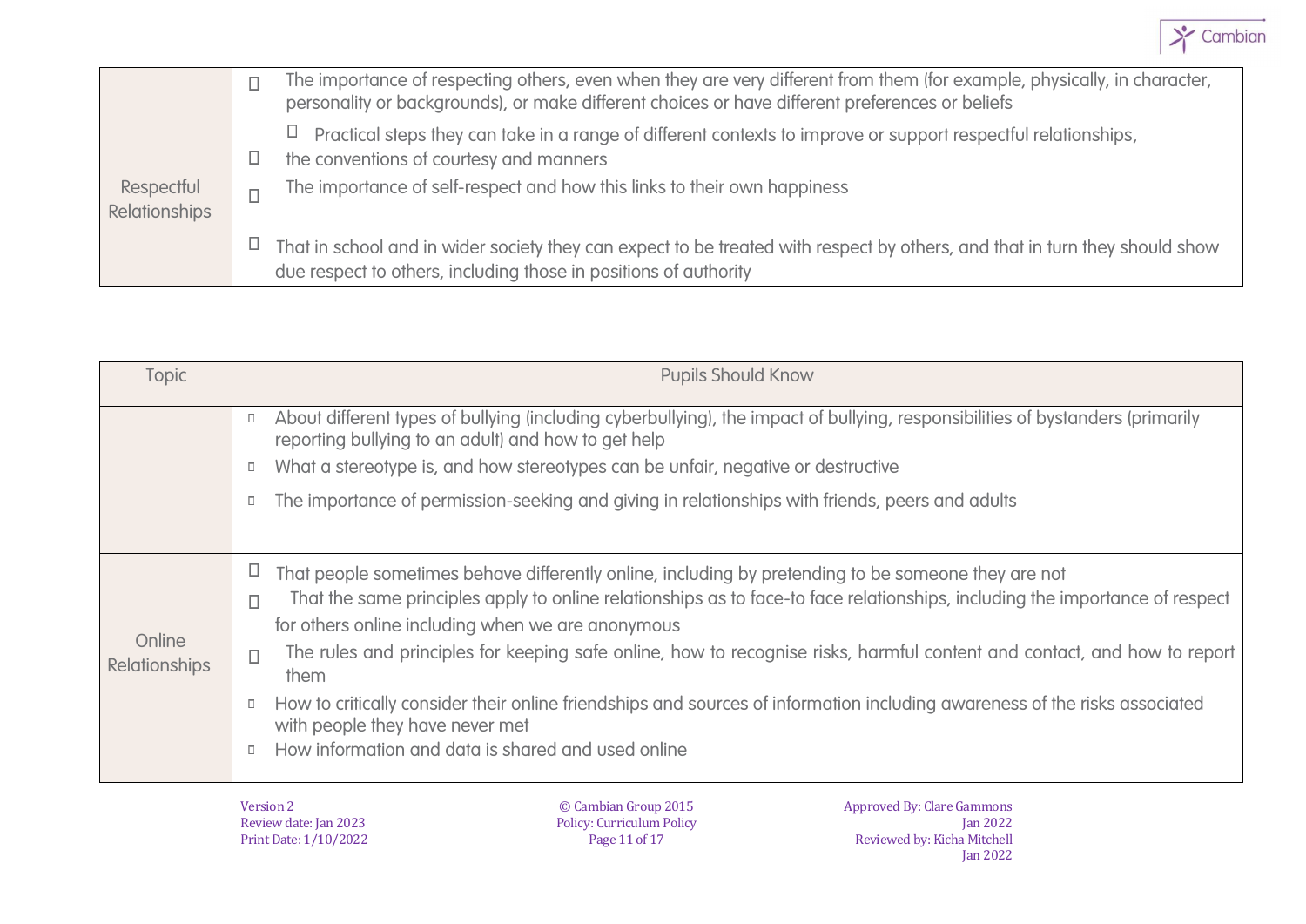| | |
|---|---|
| Respectful Relationships | - The importance of respecting others, even when they are very different from them (for example, physically, in character, personality or backgrounds), or make different choices or have different preferences or beliefs<br>- Practical steps they can take in a range of different contexts to improve or support respectful relationships, the conventions of courtesy and manners<br>- The importance of self-respect and how this links to their own happiness<br>- That in school and in wider society they can expect to be treated with respect by others, and that in turn they should show due respect to others, including those in positions of authority |

| Topic | Pupils Should Know |
|---|---|
| | - About different types of bullying (including cyberbullying), the impact of bullying, responsibilities of bystanders (primarily reporting bullying to an adult) and how to get help<br>- What a stereotype is, and how stereotypes can be unfair, negative or destructive<br>- The importance of permission-seeking and giving in relationships with friends, peers and adults |
| Online Relationships | - That people sometimes behave differently online, including by pretending to be someone they are not<br>- That the same principles apply to online relationships as to face-to face relationships, including the importance of respect for others online including when we are anonymous<br>- The rules and principles for keeping safe online, how to recognise risks, harmful content and contact, and how to report them<br>- How to critically consider their online friendships and sources of information including awareness of the risks associated with people they have never met<br>- How information and data is shared and used online |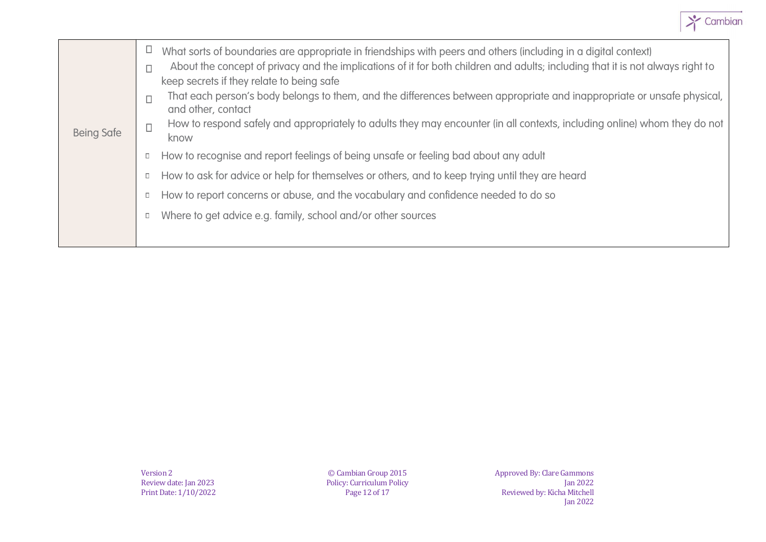| | |
|---|---|
| Being Safe | <ul><li>What sorts of boundaries are appropriate in friendships with peers and others (including in a digital context)</li><li>About the concept of privacy and the implications of it for both children and adults; including that it is not always right to keep secrets if they relate to being safe</li><li>That each person's body belongs to them, and the differences between appropriate and inappropriate or unsafe physical, and other, contact</li><li>How to respond safely and appropriately to adults they may encounter (in all contexts, including online) whom they do not know</li><li>How to recognise and report feelings of being unsafe or feeling bad about any adult</li><li>How to ask for advice or help for themselves or others, and to keep trying until they are heard</li><li>How to report concerns or abuse, and the vocabulary and confidence needed to do so</li><li>Where to get advice e.g. family, school and/or other sources</li></ul> |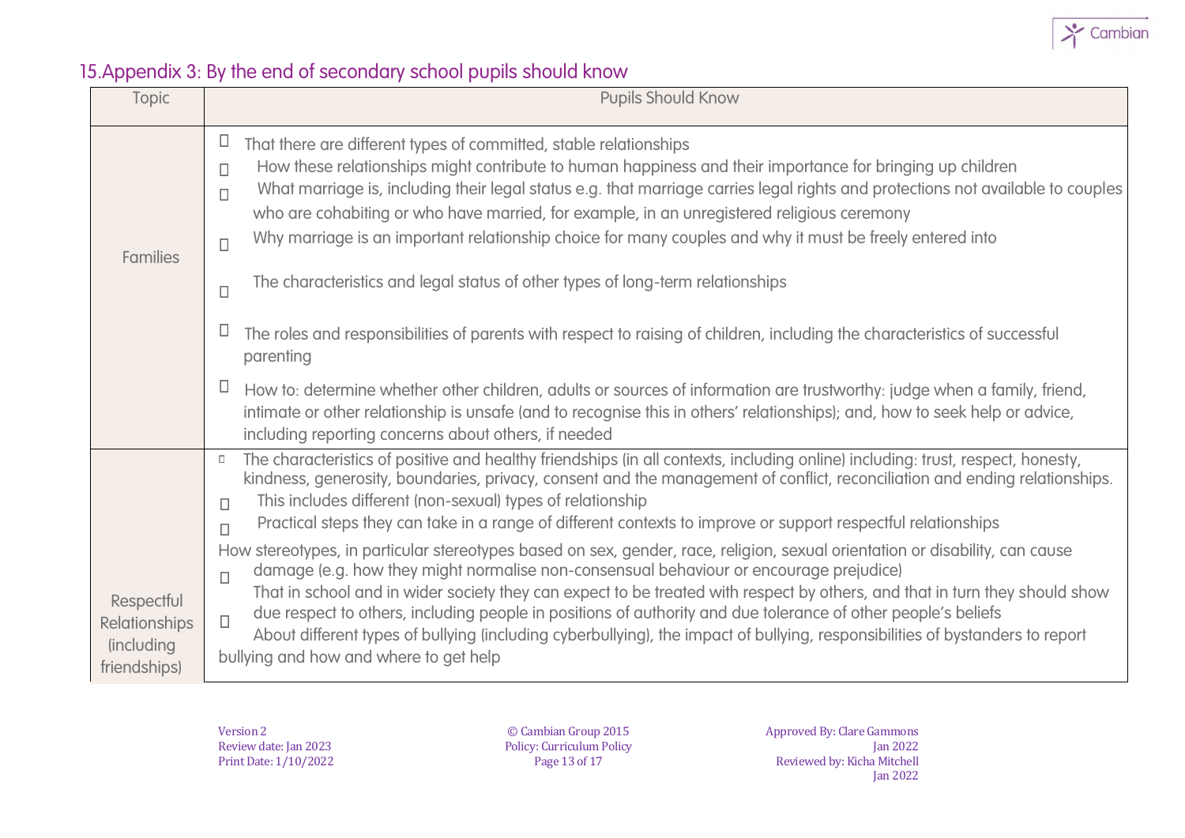## 15.Appendix 3: By the end of secondary school pupils should know

| Topic | Pupils Should Know |
|---|---|
| Families | • That there are different types of committed, stable relationships<br>• How these relationships might contribute to human happiness and their importance for bringing up children<br>• What marriage is, including their legal status e.g. that marriage carries legal rights and protections not available to couples who are cohabiting or who have married, for example, in an unregistered religious ceremony<br>• Why marriage is an important relationship choice for many couples and why it must be freely entered into<br>• The characteristics and legal status of other types of long-term relationships<br>• The roles and responsibilities of parents with respect to raising of children, including the characteristics of successful parenting<br>• How to: determine whether other children, adults or sources of information are trustworthy: judge when a family, friend, intimate or other relationship is unsafe (and to recognise this in others' relationships); and, how to seek help or advice, including reporting concerns about others, if needed |
| Respectful Relationships (including friendships) | • The characteristics of positive and healthy friendships (in all contexts, including online) including: trust, respect, honesty, kindness, generosity, boundaries, privacy, consent and the management of conflict, reconciliation and ending relationships. This includes different (non-sexual) types of relationship<br>• Practical steps they can take in a range of different contexts to improve or support respectful relationships<br>• How stereotypes, in particular stereotypes based on sex, gender, race, religion, sexual orientation or disability, can cause damage (e.g. how they might normalise non-consensual behaviour or encourage prejudice)<br>• That in school and in wider society they can expect to be treated with respect by others, and that in turn they should show due respect to others, including people in positions of authority and due tolerance of other people's beliefs<br>• About different types of bullying (including cyberbullying), the impact of bullying, responsibilities of bystanders to report bullying and how and where to get help |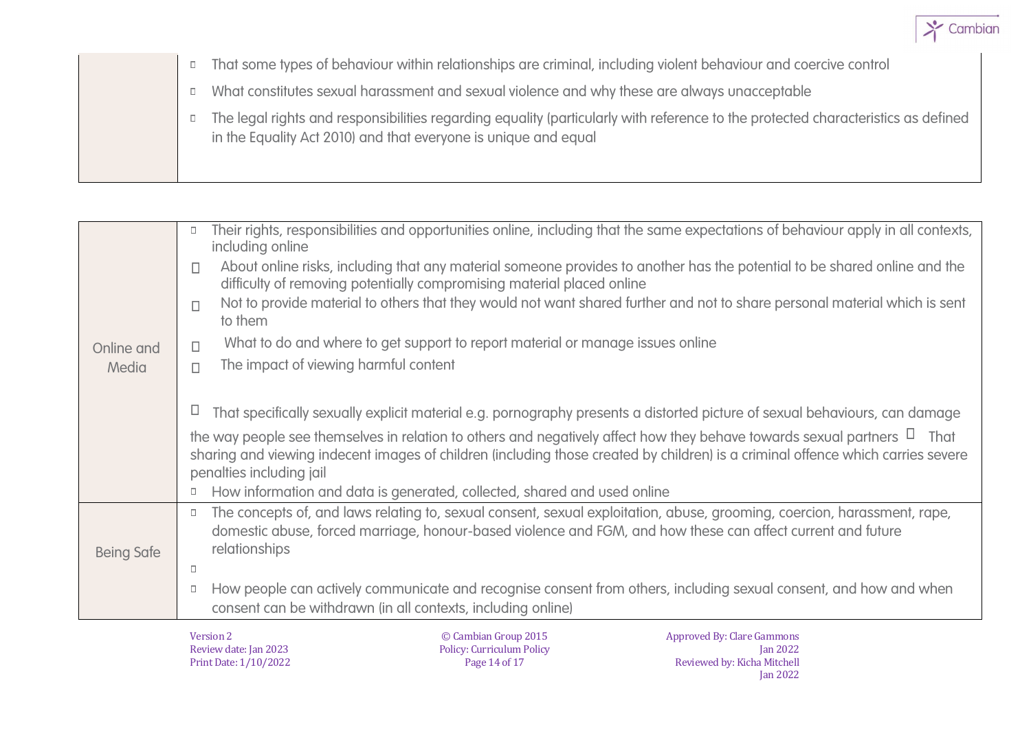| | |
|---|---|
| | • That some types of behaviour within relationships are criminal, including violent behaviour and coercive control<br>• What constitutes sexual harassment and sexual violence and why these are always unacceptable<br>• The legal rights and responsibilities regarding equality (particularly with reference to the protected characteristics as defined in the Equality Act 2010) and that everyone is unique and equal |

| | |
|---|---|
| Online and Media | • Their rights, responsibilities and opportunities online, including that the same expectations of behaviour apply in all contexts, including online<br>• About online risks, including that any material someone provides to another has the potential to be shared online and the difficulty of removing potentially compromising material placed online<br>• Not to provide material to others that they would not want shared further and not to share personal material which is sent to them<br>• What to do and where to get support to report material or manage issues online<br>• The impact of viewing harmful content<br><br>• That specifically sexually explicit material e.g. pornography presents a distorted picture of sexual behaviours, can damage the way people see themselves in relation to others and negatively affect how they behave towards sexual partners • That sharing and viewing indecent images of children (including those created by children) is a criminal offence which carries severe penalties including jail<br>• How information and data is generated, collected, shared and used online |
| Being Safe | • The concepts of, and laws relating to, sexual consent, sexual exploitation, abuse, grooming, coercion, harassment, rape, domestic abuse, forced marriage, honour-based violence and FGM, and how these can affect current and future relationships<br>•<br>• How people can actively communicate and recognise consent from others, including sexual consent, and how and when consent can be withdrawn (in all contexts, including online) |

Version 2
Review date: Jan 2023
Print Date: 1/10/2022

© Cambian Group 2015
Policy: Curriculum Policy

Approved By: Clare Gammons
Jan 2022
Reviewed by: Kicha Mitchell
Jan 2022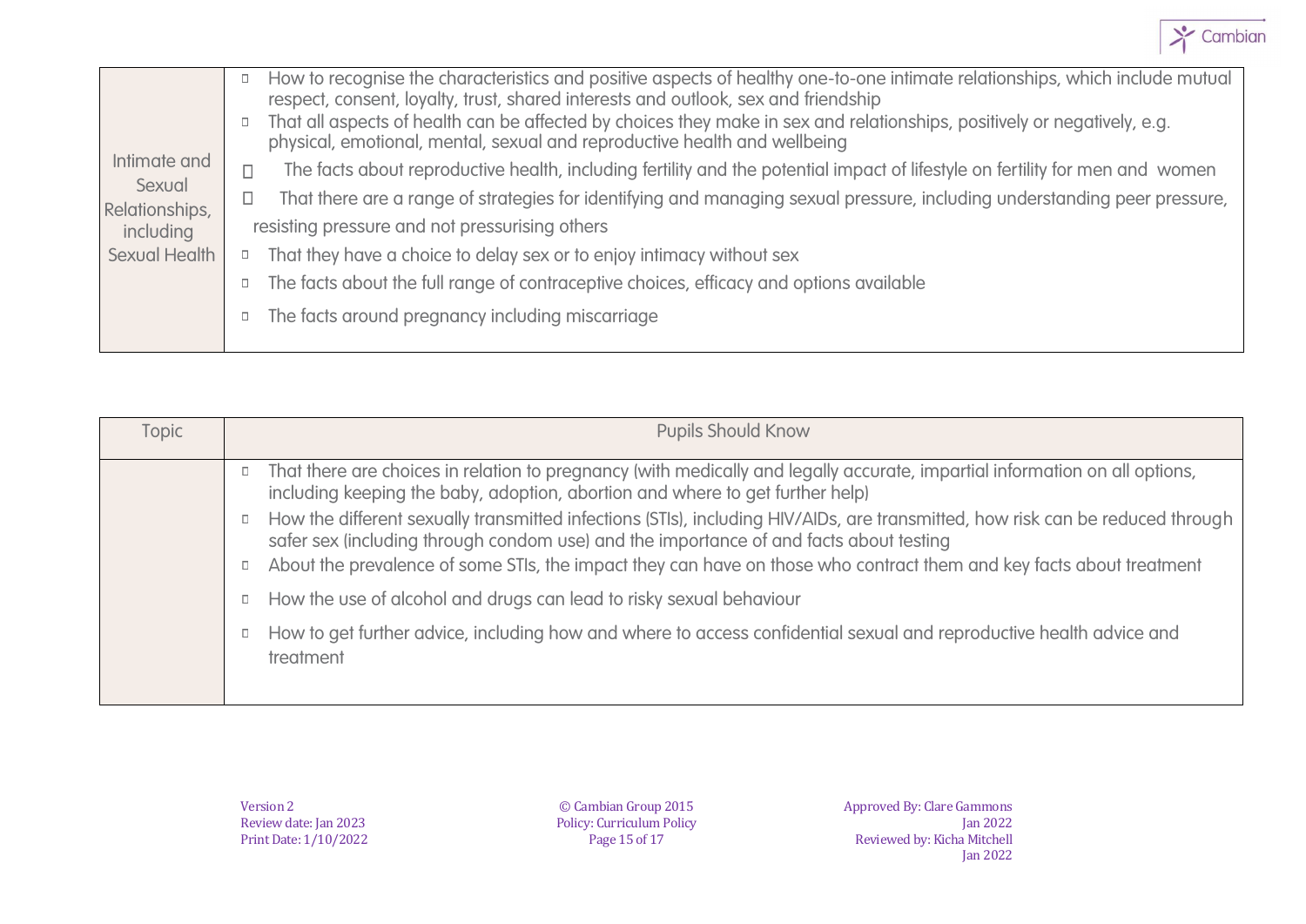| | |
|---|---|
| Intimate and Sexual Relationships, including Sexual Health | - How to recognise the characteristics and positive aspects of healthy one-to-one intimate relationships, which include mutual respect, consent, loyalty, trust, shared interests and outlook, sex and friendship<br>- That all aspects of health can be affected by choices they make in sex and relationships, positively or negatively, e.g. physical, emotional, mental, sexual and reproductive health and wellbeing<br>- The facts about reproductive health, including fertility and the potential impact of lifestyle on fertility for men and women<br>- That there are a range of strategies for identifying and managing sexual pressure, including understanding peer pressure, resisting pressure and not pressurising others<br>- That they have a choice to delay sex or to enjoy intimacy without sex<br>- The facts about the full range of contraceptive choices, efficacy and options available<br>- The facts around pregnancy including miscarriage |

| Topic | Pupils Should Know |
|---|---|
| | - That there are choices in relation to pregnancy (with medically and legally accurate, impartial information on all options, including keeping the baby, adoption, abortion and where to get further help)<br>- How the different sexually transmitted infections (STIs), including HIV/AIDs, are transmitted, how risk can be reduced through safer sex (including through condom use) and the importance of and facts about testing<br>- About the prevalence of some STIs, the impact they can have on those who contract them and key facts about treatment<br>- How the use of alcohol and drugs can lead to risky sexual behaviour<br>- How to get further advice, including how and where to access confidential sexual and reproductive health advice and treatment |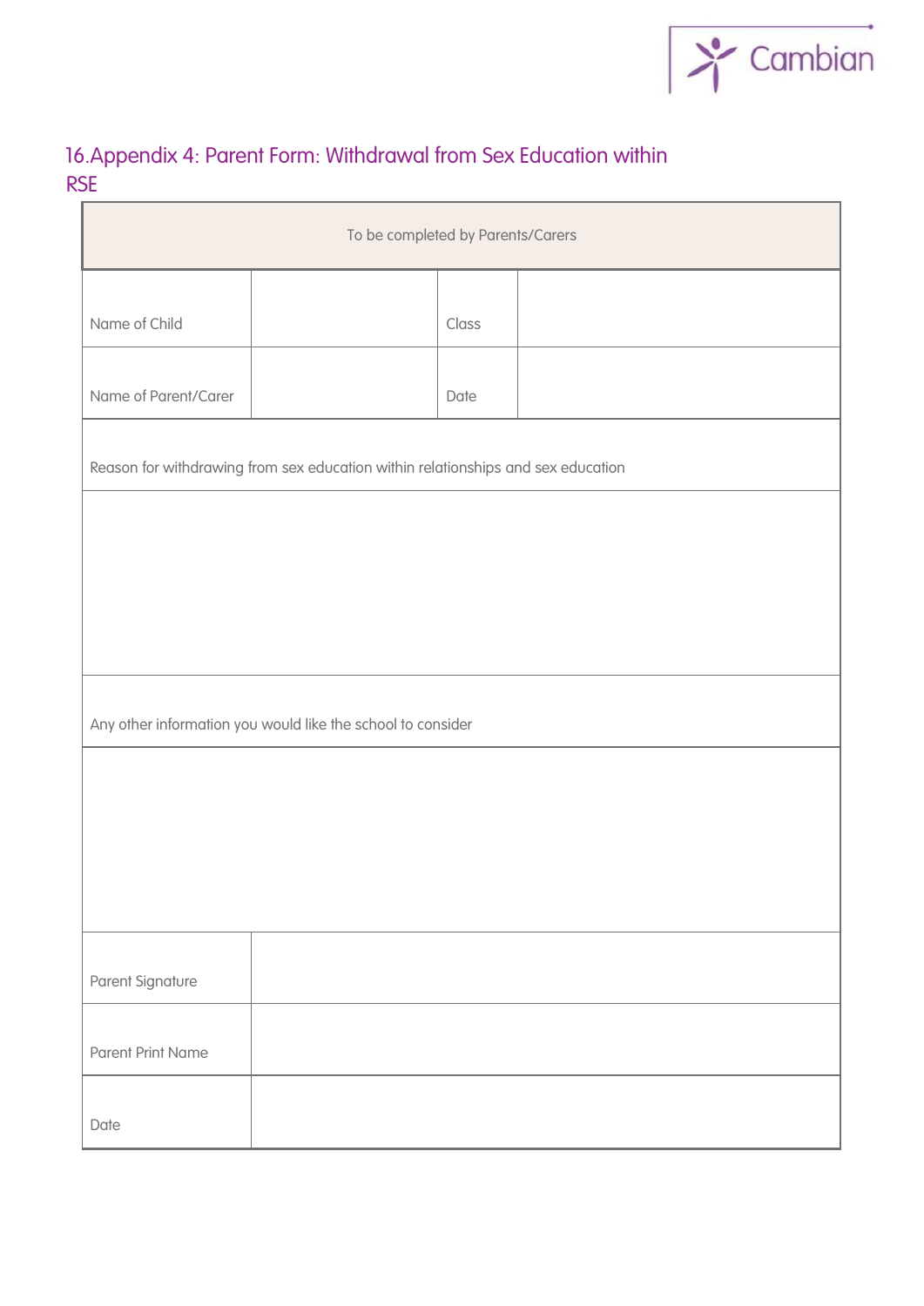## 16.Appendix 4: Parent Form: Withdrawal from Sex Education within RSE

| To be completed by Parents/Carers | | | |
|---|---|---|---|
| Name of Child | | Class | |
| Name of Parent/Carer | | Date | |
| Reason for withdrawing from sex education within relationships and sex education | | | |
| | | | |
| Any other information you would like the school to consider | | | |
| | | | |
| Parent Signature | | | |
| Parent Print Name | | | |
| Date | | | |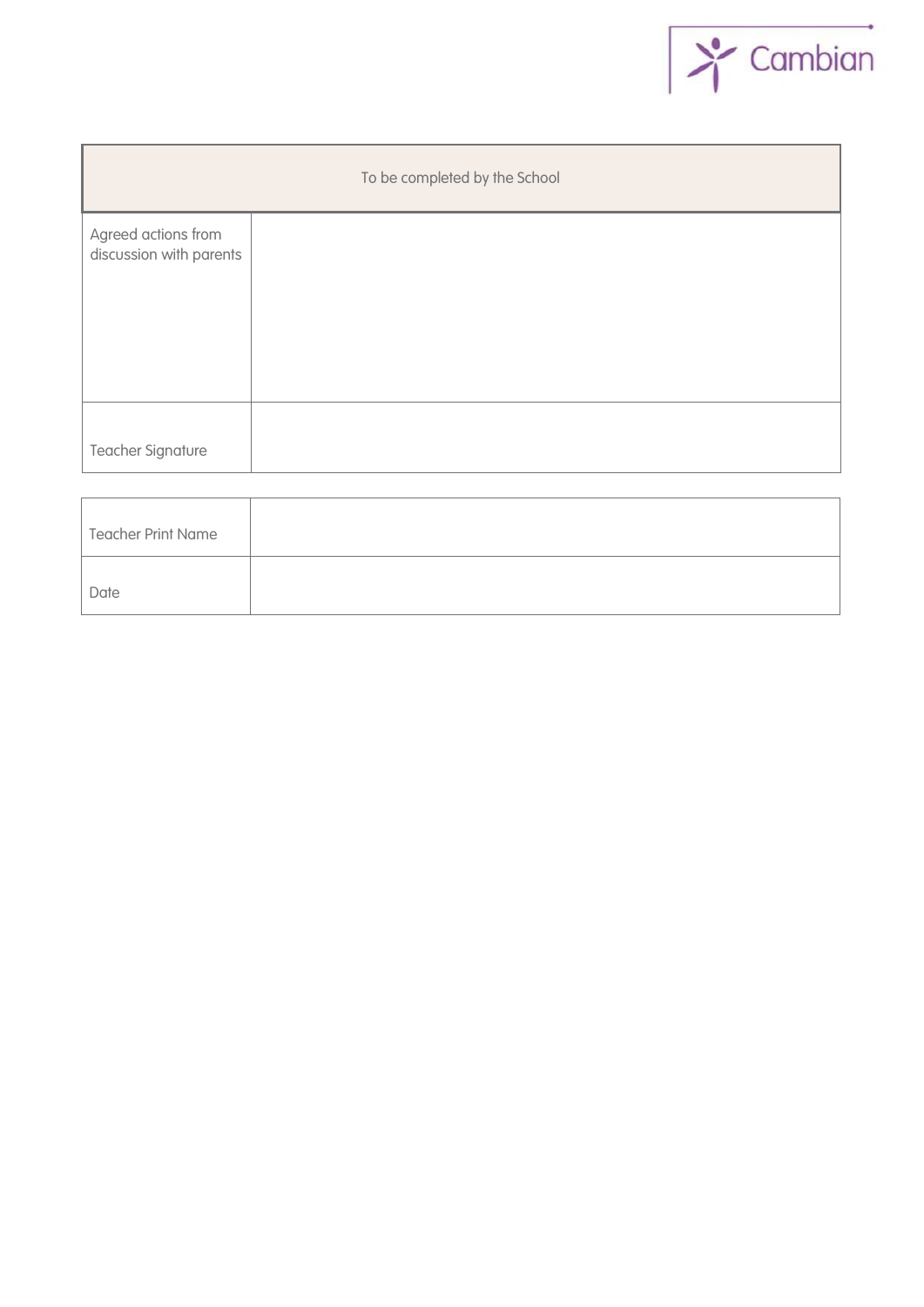| To be completed by the School | |
| --- | --- |
| Agreed actions from discussion with parents | |
| Teacher Signature | |

| | |
| --- | --- |
| Teacher Print Name | |
| Date | |